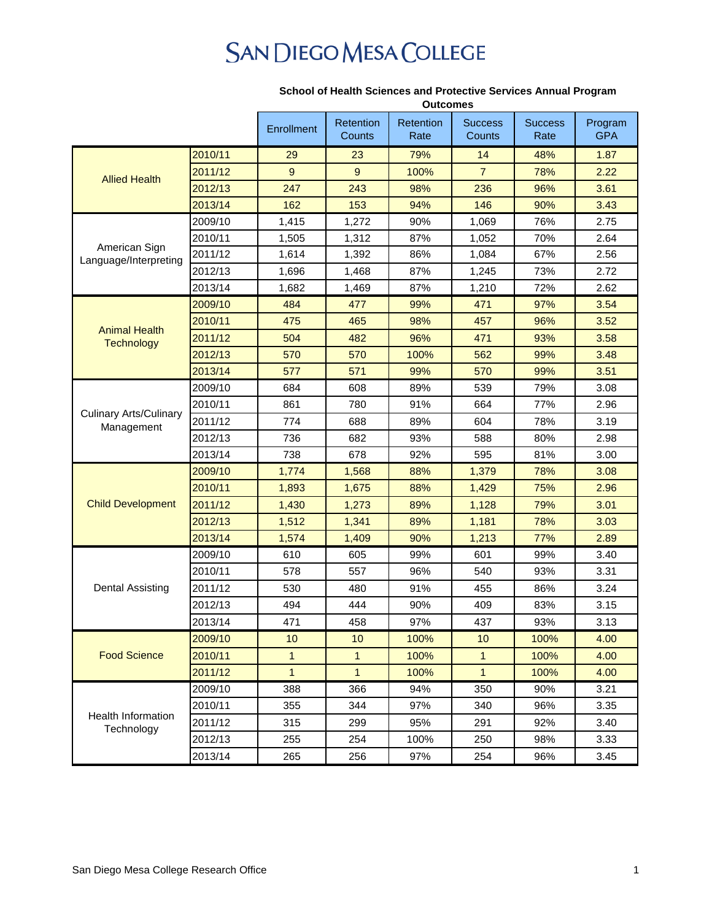# San Diego Mesa College

**School of Health Sciences and Protective Services Annual Program Outcomes**

| | | Enrollment | Retention Counts | Retention Rate | Success Counts | Success Rate | Program GPA |
|---|---|---|---|---|---|---|---|
| Allied Health | 2010/11 | 29 | 23 | 79% | 14 | 48% | 1.87 |
| | 2011/12 | 9 | 9 | 100% | 7 | 78% | 2.22 |
| | 2012/13 | 247 | 243 | 98% | 236 | 96% | 3.61 |
| | 2013/14 | 162 | 153 | 94% | 146 | 90% | 3.43 |
| American Sign Language/Interpreting | 2009/10 | 1,415 | 1,272 | 90% | 1,069 | 76% | 2.75 |
| | 2010/11 | 1,505 | 1,312 | 87% | 1,052 | 70% | 2.64 |
| | 2011/12 | 1,614 | 1,392 | 86% | 1,084 | 67% | 2.56 |
| | 2012/13 | 1,696 | 1,468 | 87% | 1,245 | 73% | 2.72 |
| | 2013/14 | 1,682 | 1,469 | 87% | 1,210 | 72% | 2.62 |
| Animal Health Technology | 2009/10 | 484 | 477 | 99% | 471 | 97% | 3.54 |
| | 2010/11 | 475 | 465 | 98% | 457 | 96% | 3.52 |
| | 2011/12 | 504 | 482 | 96% | 471 | 93% | 3.58 |
| | 2012/13 | 570 | 570 | 100% | 562 | 99% | 3.48 |
| | 2013/14 | 577 | 571 | 99% | 570 | 99% | 3.51 |
| Culinary Arts/Culinary Management | 2009/10 | 684 | 608 | 89% | 539 | 79% | 3.08 |
| | 2010/11 | 861 | 780 | 91% | 664 | 77% | 2.96 |
| | 2011/12 | 774 | 688 | 89% | 604 | 78% | 3.19 |
| | 2012/13 | 736 | 682 | 93% | 588 | 80% | 2.98 |
| | 2013/14 | 738 | 678 | 92% | 595 | 81% | 3.00 |
| Child Development | 2009/10 | 1,774 | 1,568 | 88% | 1,379 | 78% | 3.08 |
| | 2010/11 | 1,893 | 1,675 | 88% | 1,429 | 75% | 2.96 |
| | 2011/12 | 1,430 | 1,273 | 89% | 1,128 | 79% | 3.01 |
| | 2012/13 | 1,512 | 1,341 | 89% | 1,181 | 78% | 3.03 |
| | 2013/14 | 1,574 | 1,409 | 90% | 1,213 | 77% | 2.89 |
| Dental Assisting | 2009/10 | 610 | 605 | 99% | 601 | 99% | 3.40 |
| | 2010/11 | 578 | 557 | 96% | 540 | 93% | 3.31 |
| | 2011/12 | 530 | 480 | 91% | 455 | 86% | 3.24 |
| | 2012/13 | 494 | 444 | 90% | 409 | 83% | 3.15 |
| | 2013/14 | 471 | 458 | 97% | 437 | 93% | 3.13 |
| Food Science | 2009/10 | 10 | 10 | 100% | 10 | 100% | 4.00 |
| | 2010/11 | 1 | 1 | 100% | 1 | 100% | 4.00 |
| | 2011/12 | 1 | 1 | 100% | 1 | 100% | 4.00 |
| Health Information Technology | 2009/10 | 388 | 366 | 94% | 350 | 90% | 3.21 |
| | 2010/11 | 355 | 344 | 97% | 340 | 96% | 3.35 |
| | 2011/12 | 315 | 299 | 95% | 291 | 92% | 3.40 |
| | 2012/13 | 255 | 254 | 100% | 250 | 98% | 3.33 |
| | 2013/14 | 265 | 256 | 97% | 254 | 96% | 3.45 |

San Diego Mesa College Research Office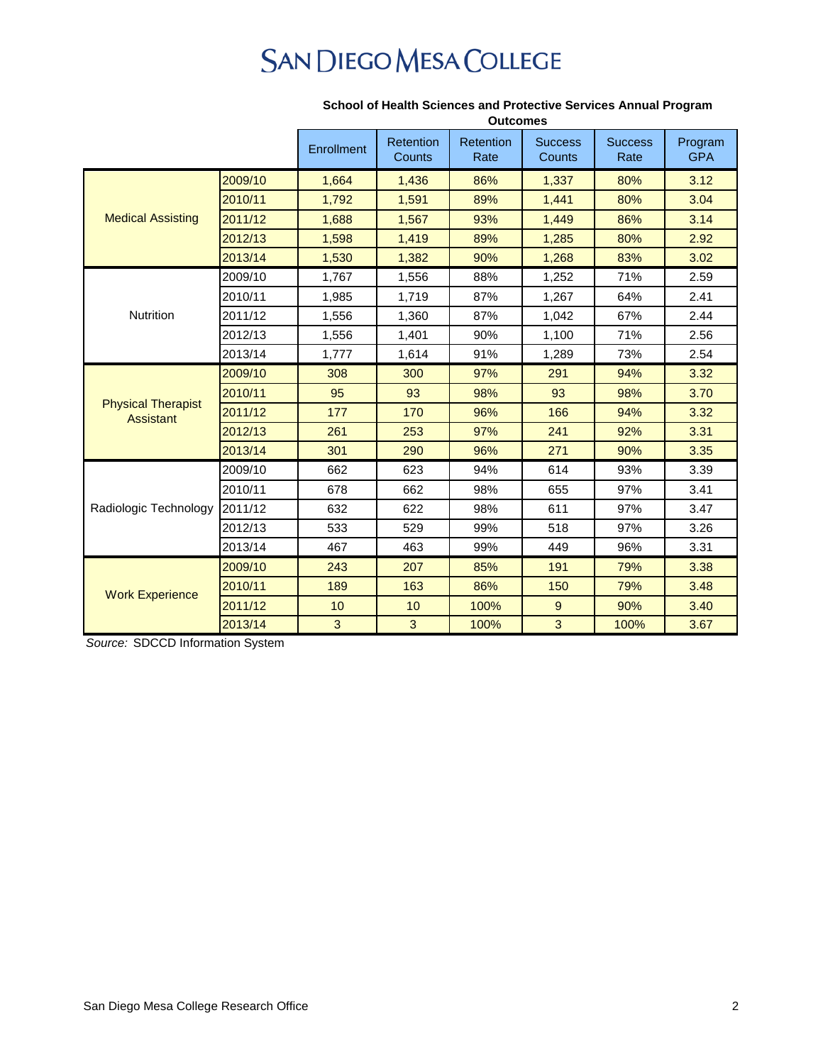# SAN DIEGO MESA COLLEGE

**School of Health Sciences and Protective Services Annual Program Outcomes**

| | | Enrollment | Retention Counts | Retention Rate | Success Counts | Success Rate | Program GPA |
|---|---|---|---|---|---|---|---|
| Medical Assisting | 2009/10 | 1,664 | 1,436 | 86% | 1,337 | 80% | 3.12 |
| | 2010/11 | 1,792 | 1,591 | 89% | 1,441 | 80% | 3.04 |
| | 2011/12 | 1,688 | 1,567 | 93% | 1,449 | 86% | 3.14 |
| | 2012/13 | 1,598 | 1,419 | 89% | 1,285 | 80% | 2.92 |
| | 2013/14 | 1,530 | 1,382 | 90% | 1,268 | 83% | 3.02 |
| Nutrition | 2009/10 | 1,767 | 1,556 | 88% | 1,252 | 71% | 2.59 |
| | 2010/11 | 1,985 | 1,719 | 87% | 1,267 | 64% | 2.41 |
| | 2011/12 | 1,556 | 1,360 | 87% | 1,042 | 67% | 2.44 |
| | 2012/13 | 1,556 | 1,401 | 90% | 1,100 | 71% | 2.56 |
| | 2013/14 | 1,777 | 1,614 | 91% | 1,289 | 73% | 2.54 |
| Physical Therapist Assistant | 2009/10 | 308 | 300 | 97% | 291 | 94% | 3.32 |
| | 2010/11 | 95 | 93 | 98% | 93 | 98% | 3.70 |
| | 2011/12 | 177 | 170 | 96% | 166 | 94% | 3.32 |
| | 2012/13 | 261 | 253 | 97% | 241 | 92% | 3.31 |
| | 2013/14 | 301 | 290 | 96% | 271 | 90% | 3.35 |
| Radiologic Technology | 2009/10 | 662 | 623 | 94% | 614 | 93% | 3.39 |
| | 2010/11 | 678 | 662 | 98% | 655 | 97% | 3.41 |
| | 2011/12 | 632 | 622 | 98% | 611 | 97% | 3.47 |
| | 2012/13 | 533 | 529 | 99% | 518 | 97% | 3.26 |
| | 2013/14 | 467 | 463 | 99% | 449 | 96% | 3.31 |
| Work Experience | 2009/10 | 243 | 207 | 85% | 191 | 79% | 3.38 |
| | 2010/11 | 189 | 163 | 86% | 150 | 79% | 3.48 |
| | 2011/12 | 10 | 10 | 100% | 9 | 90% | 3.40 |
| | 2013/14 | 3 | 3 | 100% | 3 | 100% | 3.67 |

*Source:* SDCCD Information System